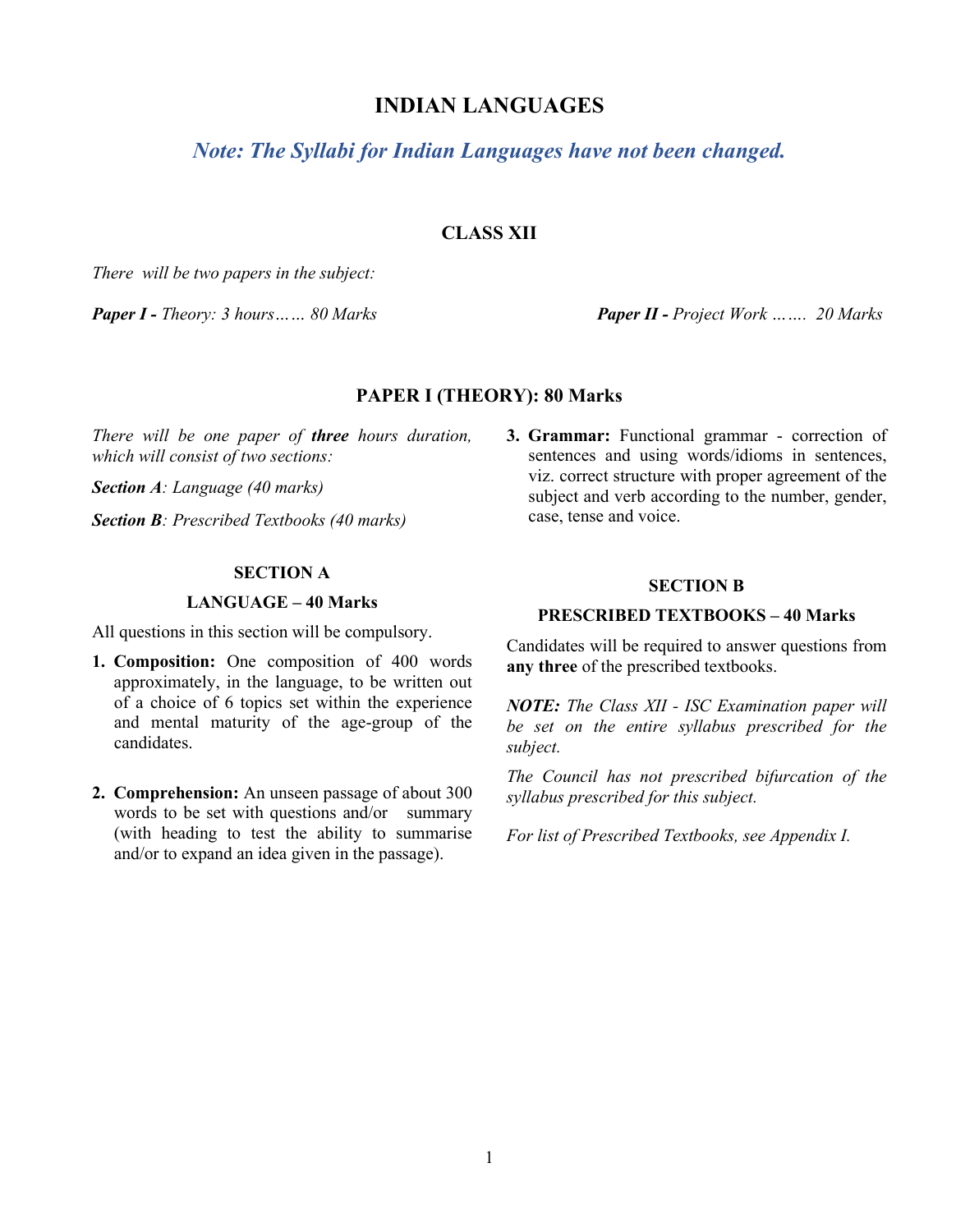# INDIAN LANGUAGES

***Note: The Syllabi for Indian Languages have not been changed.***

## CLASS XII

*There will be two papers in the subject:*

***Paper I -** Theory: 3 hours…… 80 Marks*

***Paper II -** Project Work ……. 20 Marks*

### PAPER I (THEORY): 80 Marks

*There will be one paper of **three** hours duration, which will consist of two sections:*

***Section A**: Language (40 marks)*

***Section B**: Prescribed Textbooks (40 marks)*

#### SECTION A

#### LANGUAGE – 40 Marks

All questions in this section will be compulsory.

1. **Composition:** One composition of 400 words approximately, in the language, to be written out of a choice of 6 topics set within the experience and mental maturity of the age-group of the candidates.

2. **Comprehension:** An unseen passage of about 300 words to be set with questions and/or summary (with heading to test the ability to summarise and/or to expand an idea given in the passage).

3. **Grammar:** Functional grammar - correction of sentences and using words/idioms in sentences, viz. correct structure with proper agreement of the subject and verb according to the number, gender, case, tense and voice.

#### SECTION B

#### PRESCRIBED TEXTBOOKS – 40 Marks

Candidates will be required to answer questions from **any three** of the prescribed textbooks.

***NOTE:** The Class XII - ISC Examination paper will be set on the entire syllabus prescribed for the subject.*

*The Council has not prescribed bifurcation of the syllabus prescribed for this subject.*

*For list of Prescribed Textbooks, see Appendix I.*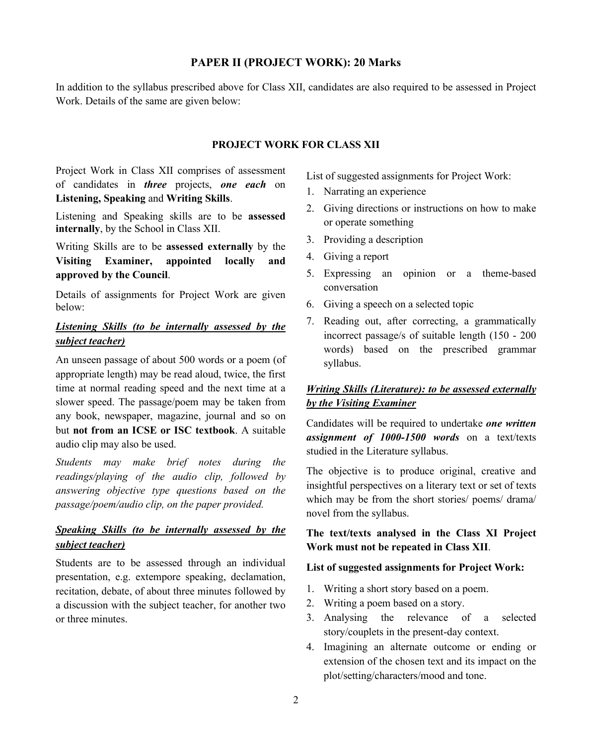## PAPER II (PROJECT WORK): 20 Marks

In addition to the syllabus prescribed above for Class XII, candidates are also required to be assessed in Project Work. Details of the same are given below:

### PROJECT WORK FOR CLASS XII

Project Work in Class XII comprises of assessment of candidates in ***three*** projects, ***one each*** on **Listening, Speaking** and **Writing Skills**.

Listening and Speaking skills are to be **assessed internally**, by the School in Class XII.

Writing Skills are to be **assessed externally** by the **Visiting Examiner, appointed locally and approved by the Council**.

Details of assignments for Project Work are given below:

#### ***<u>Listening Skills (to be internally assessed by the subject teacher)</u>***

An unseen passage of about 500 words or a poem (of appropriate length) may be read aloud, twice, the first time at normal reading speed and the next time at a slower speed. The passage/poem may be taken from any book, newspaper, magazine, journal and so on but **not from an ICSE or ISC textbook**. A suitable audio clip may also be used.

*Students may make brief notes during the readings/playing of the audio clip, followed by answering objective type questions based on the passage/poem/audio clip, on the paper provided.*

#### ***<u>Speaking Skills (to be internally assessed by the subject teacher)</u>***

Students are to be assessed through an individual presentation, e.g. extempore speaking, declamation, recitation, debate, of about three minutes followed by a discussion with the subject teacher, for another two or three minutes.

List of suggested assignments for Project Work:

1. Narrating an experience
2. Giving directions or instructions on how to make or operate something
3. Providing a description
4. Giving a report
5. Expressing an opinion or a theme-based conversation
6. Giving a speech on a selected topic
7. Reading out, after correcting, a grammatically incorrect passage/s of suitable length (150 - 200 words) based on the prescribed grammar syllabus.

#### ***<u>Writing Skills (Literature): to be assessed externally by the Visiting Examiner</u>***

Candidates will be required to undertake ***one written assignment of 1000-1500 words*** on a text/texts studied in the Literature syllabus.

The objective is to produce original, creative and insightful perspectives on a literary text or set of texts which may be from the short stories/ poems/ drama/ novel from the syllabus.

**The text/texts analysed in the Class XI Project Work must not be repeated in Class XII**.

**List of suggested assignments for Project Work:**

1. Writing a short story based on a poem.
2. Writing a poem based on a story.
3. Analysing the relevance of a selected story/couplets in the present-day context.
4. Imagining an alternate outcome or ending or extension of the chosen text and its impact on the plot/setting/characters/mood and tone.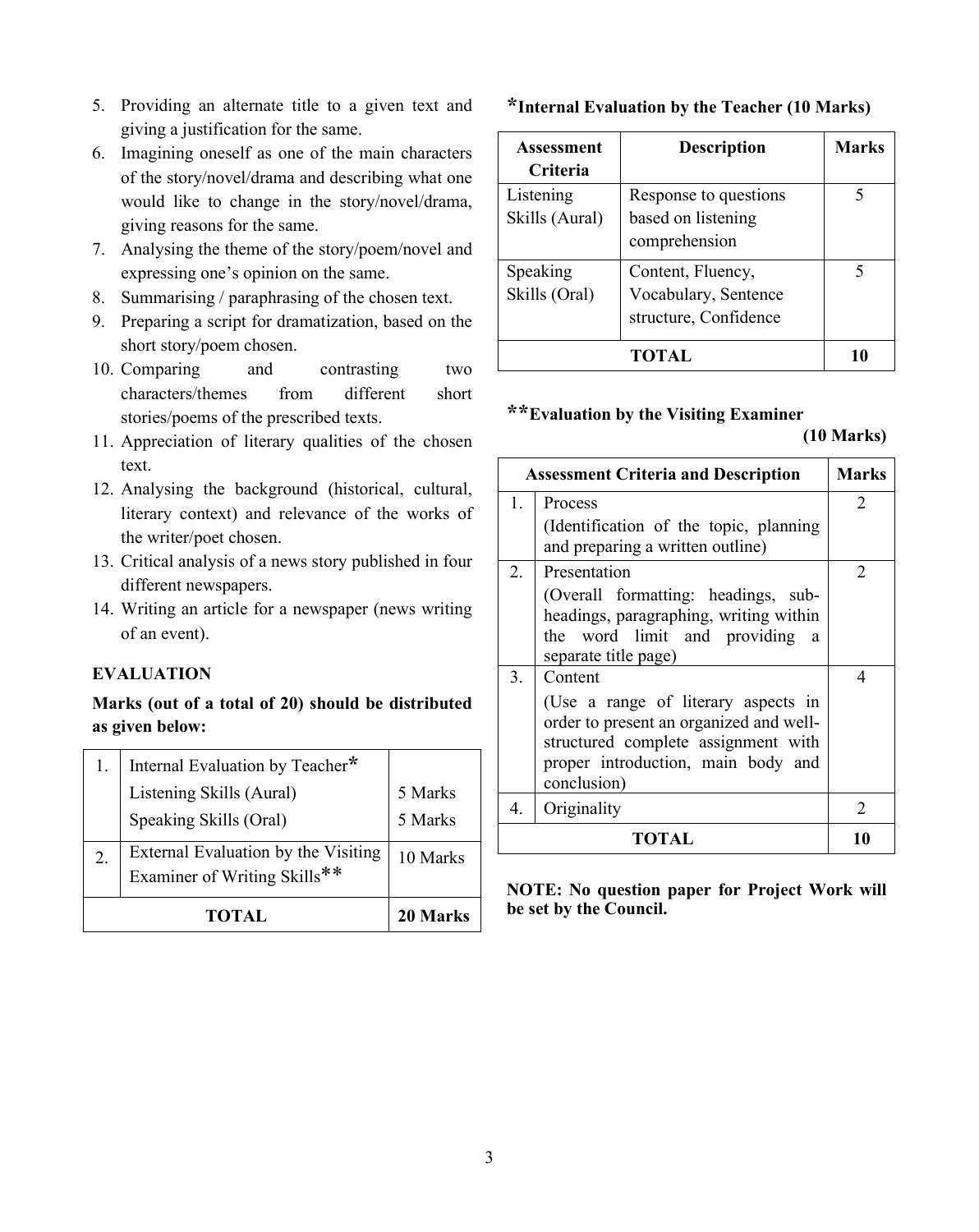5. Providing an alternate title to a given text and giving a justification for the same.
6. Imagining oneself as one of the main characters of the story/novel/drama and describing what one would like to change in the story/novel/drama, giving reasons for the same.
7. Analysing the theme of the story/poem/novel and expressing one's opinion on the same.
8. Summarising / paraphrasing of the chosen text.
9. Preparing a script for dramatization, based on the short story/poem chosen.
10. Comparing and contrasting two characters/themes from different short stories/poems of the prescribed texts.
11. Appreciation of literary qualities of the chosen text.
12. Analysing the background (historical, cultural, literary context) and relevance of the works of the writer/poet chosen.
13. Critical analysis of a news story published in four different newspapers.
14. Writing an article for a newspaper (news writing of an event).

**EVALUATION**

**Marks (out of a total of 20) should be distributed as given below:**

| | | |
|---|---|---|
| 1. | Internal Evaluation by Teacher*<br>Listening Skills (Aural)<br>Speaking Skills (Oral) | <br>5 Marks<br>5 Marks |
| 2. | External Evaluation by the Visiting Examiner of Writing Skills** | 10 Marks |
| **TOTAL** | | **20 Marks** |

**\*Internal Evaluation by the Teacher (10 Marks)**

| Assessment Criteria | Description | Marks |
|---|---|---|
| Listening Skills (Aural) | Response to questions based on listening comprehension | 5 |
| Speaking Skills (Oral) | Content, Fluency, Vocabulary, Sentence structure, Confidence | 5 |
| **TOTAL** | | **10** |

**\*\*Evaluation by the Visiting Examiner (10 Marks)**

| Assessment Criteria and Description | | Marks |
|---|---|---|
| 1. | Process<br>(Identification of the topic, planning and preparing a written outline) | 2 |
| 2. | Presentation<br>(Overall formatting: headings, sub-headings, paragraphing, writing within the word limit and providing a separate title page) | 2 |
| 3. | Content<br>(Use a range of literary aspects in order to present an organized and well-structured complete assignment with proper introduction, main body and conclusion) | 4 |
| 4. | Originality | 2 |
| **TOTAL** | | **10** |

**NOTE: No question paper for Project Work will be set by the Council.**